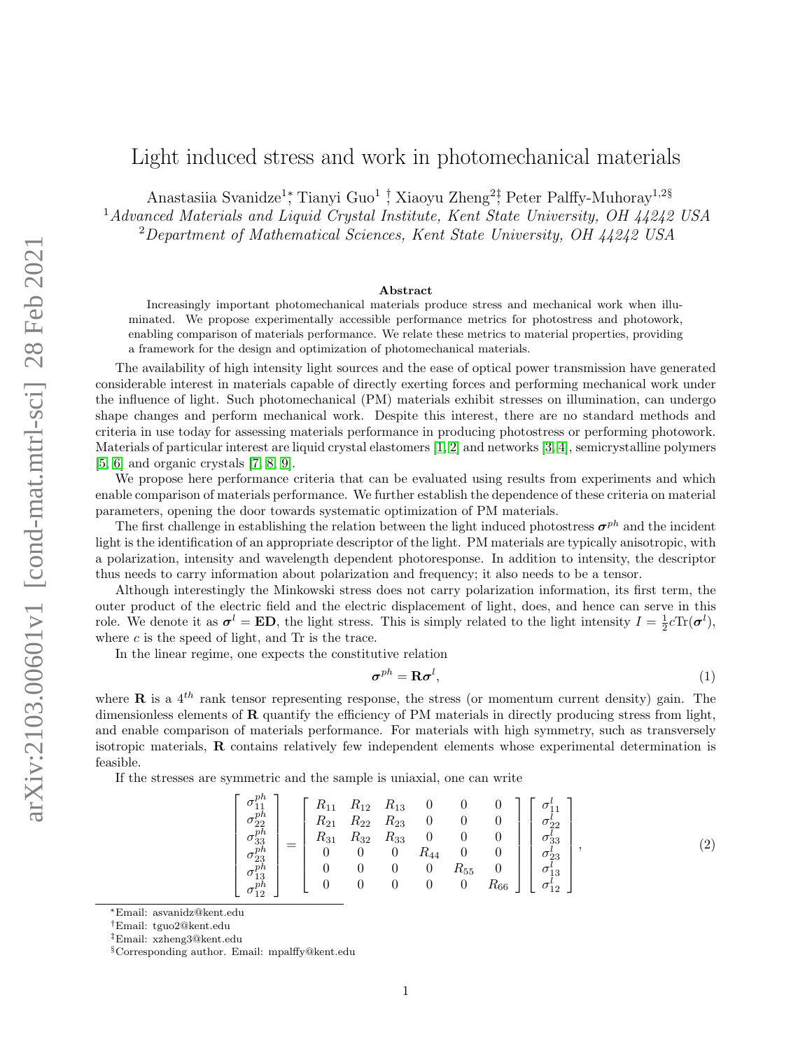# Light induced stress and work in photomechanical materials

Anastasiia Svanidze[1,*], Tianyi Guo[1,†], Xiaoyu Zheng[2,‡], Peter Palffy-Muhoray[1,2,§]

[1] *Advanced Materials and Liquid Crystal Institute, Kent State University, OH 44242 USA*

[2] *Department of Mathematical Sciences, Kent State University, OH 44242 USA*

### Abstract

Increasingly important photomechanical materials produce stress and mechanical work when illuminated. We propose experimentally accessible performance metrics for photostress and photowork, enabling comparison of materials performance. We relate these metrics to material properties, providing a framework for the design and optimization of photomechanical materials.

The availability of high intensity light sources and the ease of optical power transmission have generated considerable interest in materials capable of directly exerting forces and performing mechanical work under the influence of light. Such photomechanical (PM) materials exhibit stresses on illumination, can undergo shape changes and perform mechanical work. Despite this interest, there are no standard methods and criteria in use today for assessing materials performance in producing photostress or performing photowork. Materials of particular interest are liquid crystal elastomers [1, 2] and networks [3, 4], semicrystalline polymers [5, 6] and organic crystals [7, 8, 9].

We propose here performance criteria that can be evaluated using results from experiments and which enable comparison of materials performance. We further establish the dependence of these criteria on material parameters, opening the door towards systematic optimization of PM materials.

The first challenge in establishing the relation between the light induced photostress $\boldsymbol{\sigma}^{ph}$ and the incident light is the identification of an appropriate descriptor of the light. PM materials are typically anisotropic, with a polarization, intensity and wavelength dependent photoresponse. In addition to intensity, the descriptor thus needs to carry information about polarization and frequency; it also needs to be a tensor.

Although interestingly the Minkowski stress does not carry polarization information, its first term, the outer product of the electric field and the electric displacement of light, does, and hence can serve in this role. We denote it as $\boldsymbol{\sigma}^{l} = \mathbf{ED}$, the light stress. This is simply related to the light intensity $I = \frac{1}{2}c\mathrm{Tr}(\boldsymbol{\sigma}^{l})$, where $c$ is the speed of light, and Tr is the trace.

In the linear regime, one expects the constitutive relation

$$\boldsymbol{\sigma}^{ph} = \mathbf{R}\boldsymbol{\sigma}^{l}, \tag{1}$$

where $\mathbf{R}$ is a $4^{th}$ rank tensor representing response, the stress (or momentum current density) gain. The dimensionless elements of $\mathbf{R}$ quantify the efficiency of PM materials in directly producing stress from light, and enable comparison of materials performance. For materials with high symmetry, such as transversely isotropic materials, $\mathbf{R}$ contains relatively few independent elements whose experimental determination is feasible.

If the stresses are symmetric and the sample is uniaxial, one can write

$$\begin{bmatrix} \sigma_{11}^{ph} \\ \sigma_{22}^{ph} \\ \sigma_{33}^{ph} \\ \sigma_{23}^{ph} \\ \sigma_{13}^{ph} \\ \sigma_{12}^{ph} \end{bmatrix} = \begin{bmatrix} R_{11} & R_{12} & R_{13} & 0 & 0 & 0 \\ R_{21} & R_{22} & R_{23} & 0 & 0 & 0 \\ R_{31} & R_{32} & R_{33} & 0 & 0 & 0 \\ 0 & 0 & 0 & R_{44} & 0 & 0 \\ 0 & 0 & 0 & 0 & R_{55} & 0 \\ 0 & 0 & 0 & 0 & 0 & R_{66} \end{bmatrix} \begin{bmatrix} \sigma_{11}^{l} \\ \sigma_{22}^{l} \\ \sigma_{33}^{l} \\ \sigma_{23}^{l} \\ \sigma_{13}^{l} \\ \sigma_{12}^{l} \end{bmatrix}, \tag{2}$$

---

*Email: asvanidz@kent.edu

†Email: tguo2@kent.edu

‡Email: xzheng3@kent.edu

§Corresponding author. Email: mpalffy@kent.edu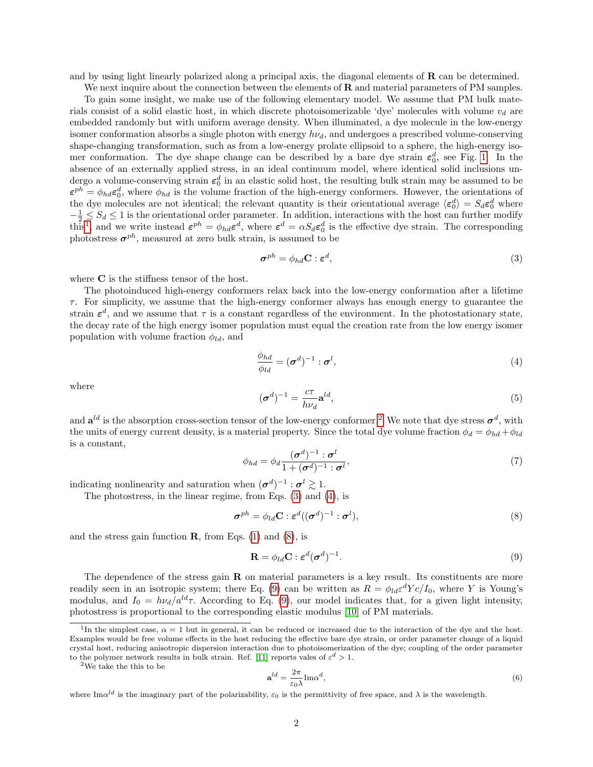and by using light linearly polarized along a principal axis, the diagonal elements of $\mathbf{R}$ can be determined.

We next inquire about the connection between the elements of $\mathbf{R}$ and material parameters of PM samples.

To gain some insight, we make use of the following elementary model. We assume that PM bulk materials consist of a solid elastic host, in which discrete photoisomerizable 'dye' molecules with volume $v_d$ are embedded randomly but with uniform average density. When illuminated, a dye molecule in the low-energy isomer conformation absorbs a single photon with energy $h\nu_d$, and undergoes a prescribed volume-conserving shape-changing transformation, such as from a low-energy prolate ellipsoid to a sphere, the high-energy isomer conformation. The dye shape change can be described by a bare dye strain $\varepsilon_0^d$, see Fig. 1. In the absence of an externally applied stress, in an ideal continuum model, where identical solid inclusions undergo a volume-conserving strain $\varepsilon_0^d$ in an elastic solid host, the resulting bulk strain may be assumed to be $\varepsilon^{ph} = \phi_{hd}\varepsilon_0^d$, where $\phi_{hd}$ is the volume fraction of the high-energy conformers. However, the orientations of the dye molecules are not identical; the relevant quantity is their orientational average $\langle\varepsilon_0^d\rangle = S_d\varepsilon_0^d$ where $-\frac{1}{2} \leq S_d \leq 1$ is the orientational order parameter. In addition, interactions with the host can further modify this[1], and we write instead $\varepsilon^{ph} = \phi_{hd}\varepsilon^d$, where $\varepsilon^d = \alpha S_d\varepsilon_0^d$ is the effective dye strain. The corresponding photostress $\boldsymbol{\sigma}^{ph}$, measured at zero bulk strain, is assumed to be

$$\boldsymbol{\sigma}^{ph} = \phi_{hd}\mathbf{C} : \boldsymbol{\varepsilon}^d, \tag{3}$$

where $\mathbf{C}$ is the stiffness tensor of the host.

The photoinduced high-energy conformers relax back into the low-energy conformation after a lifetime $\tau$. For simplicity, we assume that the high-energy conformer always has enough energy to guarantee the strain $\boldsymbol{\varepsilon}^d$, and we assume that $\tau$ is a constant regardless of the environment. In the photostationary state, the decay rate of the high energy isomer population must equal the creation rate from the low energy isomer population with volume fraction $\phi_{ld}$, and

$$\frac{\phi_{hd}}{\phi_{ld}} = (\boldsymbol{\sigma}^d)^{-1} : \boldsymbol{\sigma}^l, \tag{4}$$

where

$$(\boldsymbol{\sigma}^d)^{-1} = \frac{c\tau}{h\nu_d}\mathbf{a}^{ld}, \tag{5}$$

and $\mathbf{a}^{ld}$ is the absorption cross-section tensor of the low-energy conformer.[2] We note that dye stress $\boldsymbol{\sigma}^d$, with the units of energy current density, is a material property. Since the total dye volume fraction $\phi_d = \phi_{hd} + \phi_{ld}$ is a constant,

$$\phi_{hd} = \phi_d \frac{(\boldsymbol{\sigma}^d)^{-1} : \boldsymbol{\sigma}^l}{1 + (\boldsymbol{\sigma}^d)^{-1} : \boldsymbol{\sigma}^l}, \tag{7}$$

indicating nonlinearity and saturation when $(\boldsymbol{\sigma}^d)^{-1} : \boldsymbol{\sigma}^l \gtrsim 1$.

The photostress, in the linear regime, from Eqs. (3) and (4), is

$$\boldsymbol{\sigma}^{ph} = \phi_{ld}\mathbf{C} : \boldsymbol{\varepsilon}^d((\boldsymbol{\sigma}^d)^{-1} : \boldsymbol{\sigma}^l), \tag{8}$$

and the stress gain function $\mathbf{R}$, from Eqs. (1) and (8), is

$$\mathbf{R} = \phi_{ld}\mathbf{C} : \boldsymbol{\varepsilon}^d(\boldsymbol{\sigma}^d)^{-1}. \tag{9}$$

The dependence of the stress gain $\mathbf{R}$ on material parameters is a key result. Its constituents are more readily seen in an isotropic system; there Eq. (9) can be written as $R = \phi_{ld}\varepsilon^d Yc/I_0$, where $Y$ is Young's modulus, and $I_0 = h\nu_d/a^{ld}\tau$. According to Eq. (9), our model indicates that, for a given light intensity, photostress is proportional to the corresponding elastic modulus [10] of PM materials.

---

[1] In the simplest case, $\alpha = 1$ but in general, it can be reduced or increased due to the interaction of the dye and the host. Examples would be free volume effects in the host reducing the effective bare dye strain, or order parameter change of a liquid crystal host, reducing anisotropic dispersion interaction due to photoisomerization of the dye; coupling of the order parameter to the polymer network results in bulk strain. Ref. [11] reports vales of $\varepsilon^d > 1$.

[2] We take the this to be

$$\mathbf{a}^{ld} = \frac{2\pi}{\varepsilon_0\lambda}\text{Im}\alpha^d, \tag{6}$$

where $\text{Im}\alpha^{ld}$ is the imaginary part of the polarizability, $\varepsilon_0$ is the permittivity of free space, and $\lambda$ is the wavelength.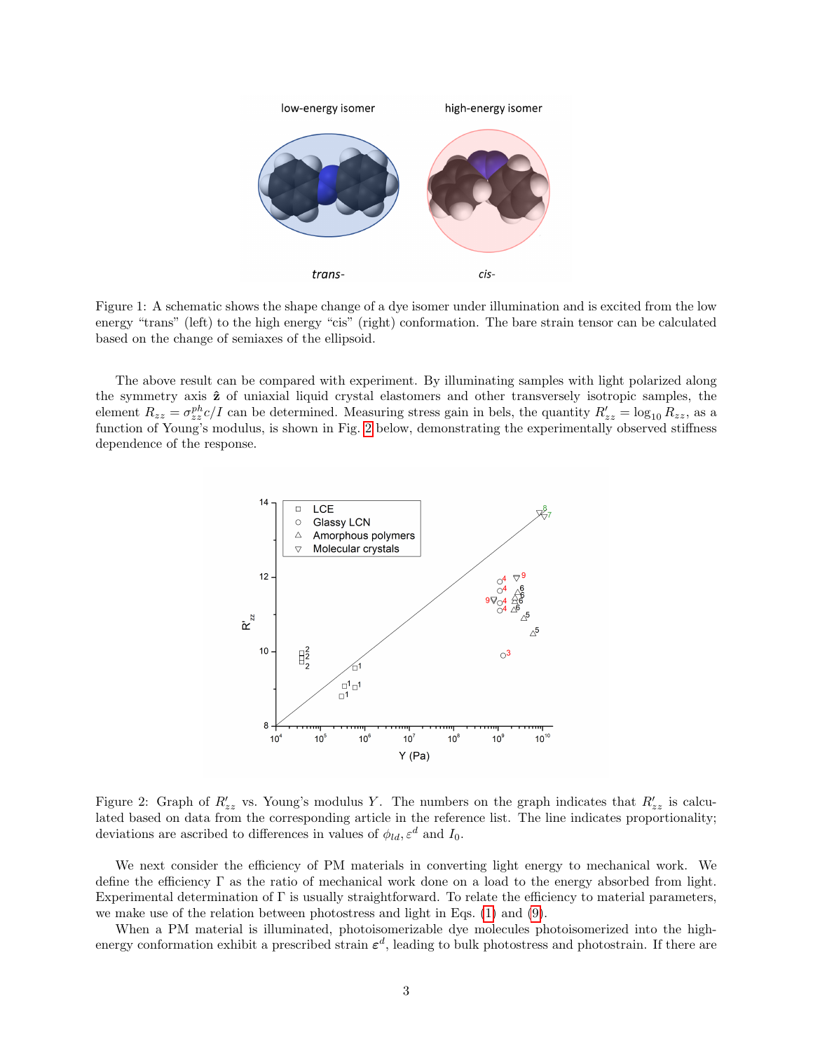Figure 1: A schematic shows the shape change of a dye isomer under illumination and is excited from the low energy "trans" (left) to the high energy "cis" (right) conformation. The bare strain tensor can be calculated based on the change of semiaxes of the ellipsoid.

The above result can be compared with experiment. By illuminating samples with light polarized along the symmetry axis $\hat{\mathbf{z}}$ of uniaxial liquid crystal elastomers and other transversely isotropic samples, the element $R_{zz} = \sigma^{ph}_{zz} c/I$ can be determined. Measuring stress gain in bels, the quantity $R'_{zz} = \log_{10} R_{zz}$, as a function of Young's modulus, is shown in Fig. 2 below, demonstrating the experimentally observed stiffness dependence of the response.

Figure 2: Graph of $R'_{zz}$ vs. Young's modulus $Y$. The numbers on the graph indicates that $R'_{zz}$ is calculated based on data from the corresponding article in the reference list. The line indicates proportionality; deviations are ascribed to differences in values of $\phi_{ld}, \varepsilon^d$ and $I_0$.

We next consider the efficiency of PM materials in converting light energy to mechanical work. We define the efficiency $\Gamma$ as the ratio of mechanical work done on a load to the energy absorbed from light. Experimental determination of $\Gamma$ is usually straightforward. To relate the efficiency to material parameters, we make use of the relation between photostress and light in Eqs. (1) and (9).

When a PM material is illuminated, photoisomerizable dye molecules photoisomerized into the high-energy conformation exhibit a prescribed strain $\varepsilon^d$, leading to bulk photostress and photostrain. If there are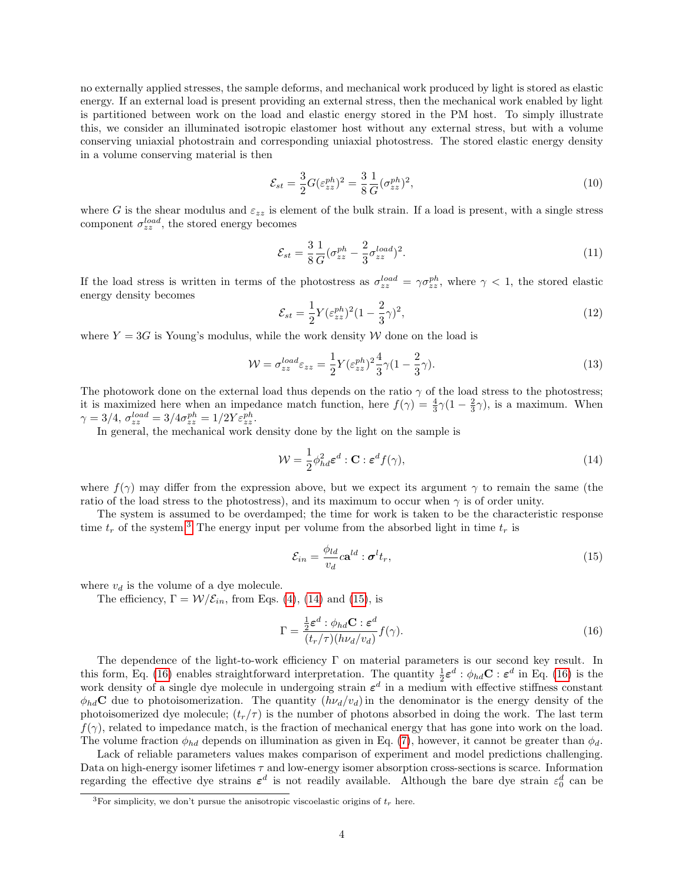no externally applied stresses, the sample deforms, and mechanical work produced by light is stored as elastic energy. If an external load is present providing an external stress, then the mechanical work enabled by light is partitioned between work on the load and elastic energy stored in the PM host. To simply illustrate this, we consider an illuminated isotropic elastomer host without any external stress, but with a volume conserving uniaxial photostrain and corresponding uniaxial photostress. The stored elastic energy density in a volume conserving material is then

$$\mathcal{E}_{st} = \frac{3}{2}G(\varepsilon_{zz}^{ph})^2 = \frac{3}{8}\frac{1}{G}(\sigma_{zz}^{ph})^2, \tag{10}$$

where $G$ is the shear modulus and $\varepsilon_{zz}$ is element of the bulk strain. If a load is present, with a single stress component $\sigma_{zz}^{load}$, the stored energy becomes

$$\mathcal{E}_{st} = \frac{3}{8}\frac{1}{G}(\sigma_{zz}^{ph} - \frac{2}{3}\sigma_{zz}^{load})^2. \tag{11}$$

If the load stress is written in terms of the photostress as $\sigma_{zz}^{load} = \gamma\sigma_{zz}^{ph}$, where $\gamma < 1$, the stored elastic energy density becomes

$$\mathcal{E}_{st} = \frac{1}{2}Y(\varepsilon_{zz}^{ph})^2(1 - \frac{2}{3}\gamma)^2, \tag{12}$$

where $Y = 3G$ is Young's modulus, while the work density $\mathcal{W}$ done on the load is

$$\mathcal{W} = \sigma_{zz}^{load}\varepsilon_{zz} = \frac{1}{2}Y(\varepsilon_{zz}^{ph})^2\frac{4}{3}\gamma(1 - \frac{2}{3}\gamma). \tag{13}$$

The photowork done on the external load thus depends on the ratio $\gamma$ of the load stress to the photostress; it is maximized here when an impedance match function, here $f(\gamma) = \frac{4}{3}\gamma(1 - \frac{2}{3}\gamma)$, is a maximum. When $\gamma = 3/4$, $\sigma_{zz}^{load} = 3/4\sigma_{zz}^{ph} = 1/2Y\varepsilon_{zz}^{ph}$.

In general, the mechanical work density done by the light on the sample is

$$\mathcal{W} = \frac{1}{2}\phi_{hd}^2\boldsymbol{\varepsilon}^d : \mathbf{C} : \boldsymbol{\varepsilon}^d f(\gamma), \tag{14}$$

where $f(\gamma)$ may differ from the expression above, but we expect its argument $\gamma$ to remain the same (the ratio of the load stress to the photostress), and its maximum to occur when $\gamma$ is of order unity.

The system is assumed to be overdamped; the time for work is taken to be the characteristic response time $t_r$ of the system.[3] The energy input per volume from the absorbed light in time $t_r$ is

$$\mathcal{E}_{in} = \frac{\phi_{ld}}{v_d}c\mathbf{a}^{ld} : \boldsymbol{\sigma}^l t_r, \tag{15}$$

where $v_d$ is the volume of a dye molecule.

The efficiency, $\Gamma = \mathcal{W}/\mathcal{E}_{in}$, from Eqs. (4), (14) and (15), is

$$\Gamma = \frac{\frac{1}{2}\boldsymbol{\varepsilon}^d : \phi_{hd}\mathbf{C} : \boldsymbol{\varepsilon}^d}{(t_r/\tau)(h\nu_d/v_d)}f(\gamma). \tag{16}$$

The dependence of the light-to-work efficiency $\Gamma$ on material parameters is our second key result. In this form, Eq. (16) enables straightforward interpretation. The quantity $\frac{1}{2}\boldsymbol{\varepsilon}^d : \phi_{hd}\mathbf{C} : \boldsymbol{\varepsilon}^d$ in Eq. (16) is the work density of a single dye molecule in undergoing strain $\boldsymbol{\varepsilon}^d$ in a medium with effective stiffness constant $\phi_{hd}\mathbf{C}$ due to photoisomerization. The quantity $(h\nu_d/v_d)$ in the denominator is the energy density of the photoisomerized dye molecule; $(t_r/\tau)$ is the number of photons absorbed in doing the work. The last term $f(\gamma)$, related to impedance match, is the fraction of mechanical energy that has gone into work on the load. The volume fraction $\phi_{hd}$ depends on illumination as given in Eq. (7), however, it cannot be greater than $\phi_d$.

Lack of reliable parameters values makes comparison of experiment and model predictions challenging. Data on high-energy isomer lifetimes $\tau$ and low-energy isomer absorption cross-sections is scarce. Information regarding the effective dye strains $\boldsymbol{\varepsilon}^d$ is not readily available. Although the bare dye strain $\varepsilon_0^d$ can be

[3] For simplicity, we don't pursue the anisotropic viscoelastic origins of $t_r$ here.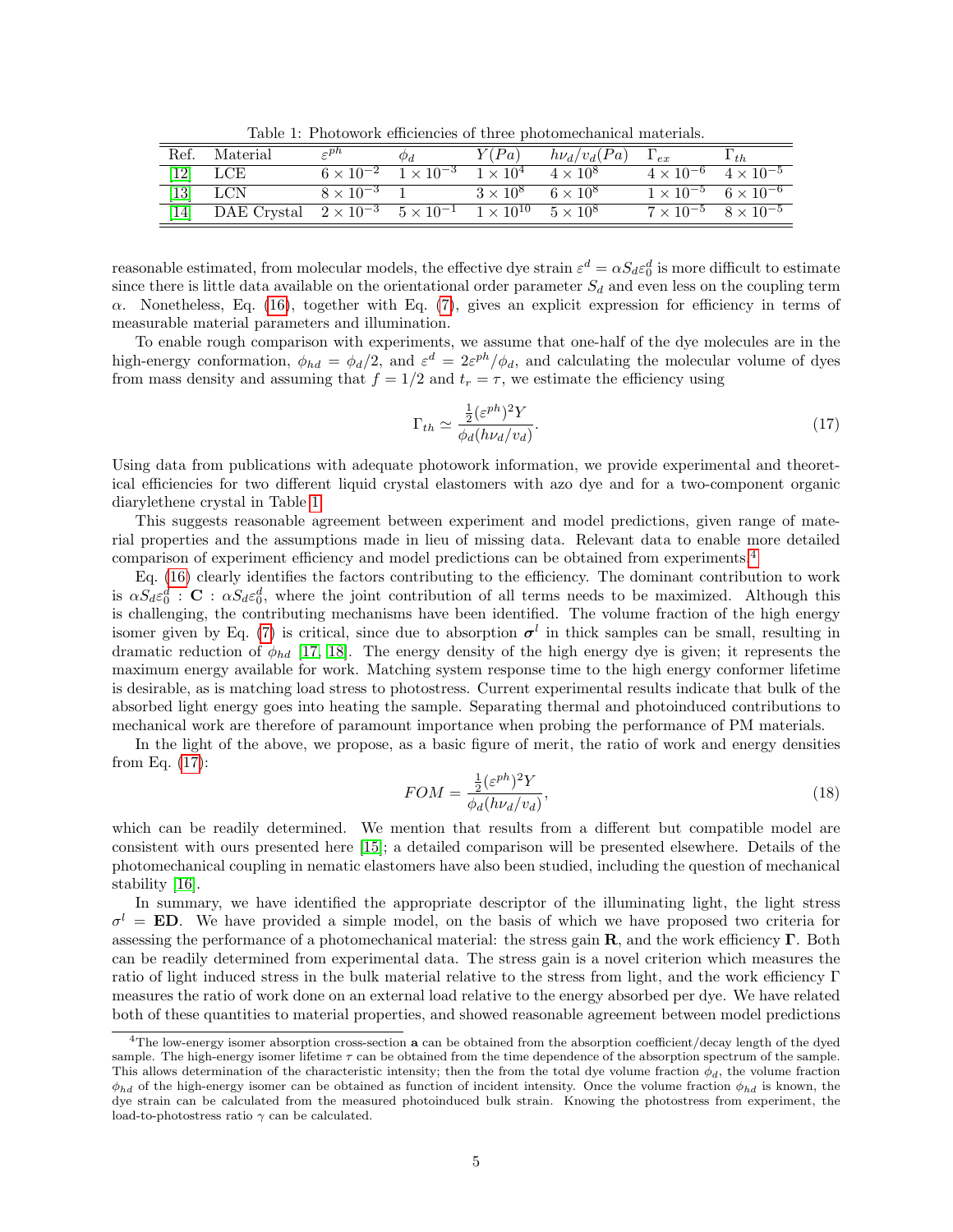Table 1: Photowork efficiencies of three photomechanical materials.

| Ref. | Material | $\varepsilon^{ph}$ | $\phi_d$ | $Y(Pa)$ | $h\nu_d/v_d(Pa)$ | $\Gamma_{ex}$ | $\Gamma_{th}$ |
|---|---|---|---|---|---|---|---|
| [12] | LCE | $6\times10^{-2}$ | $1\times10^{-3}$ | $1\times10^{4}$ | $4\times10^{8}$ | $4\times10^{-6}$ | $4\times10^{-5}$ |
| [13] | LCN | $8\times10^{-3}$ | 1 | $3\times10^{8}$ | $6\times10^{8}$ | $1\times10^{-5}$ | $6\times10^{-6}$ |
| [14] | DAE Crystal | $2\times10^{-3}$ | $5\times10^{-1}$ | $1\times10^{10}$ | $5\times10^{8}$ | $7\times10^{-5}$ | $8\times10^{-5}$ |

reasonable estimated, from molecular models, the effective dye strain $\varepsilon^d = \alpha S_d \varepsilon_0^d$ is more difficult to estimate since there is little data available on the orientational order parameter $S_d$ and even less on the coupling term $\alpha$. Nonetheless, Eq. (16), together with Eq. (7), gives an explicit expression for efficiency in terms of measurable material parameters and illumination.

To enable rough comparison with experiments, we assume that one-half of the dye molecules are in the high-energy conformation, $\phi_{hd} = \phi_d/2$, and $\varepsilon^d = 2\varepsilon^{ph}/\phi_d$, and calculating the molecular volume of dyes from mass density and assuming that $f = 1/2$ and $t_r = \tau$, we estimate the efficiency using

$$\Gamma_{th} \simeq \frac{\frac{1}{2}(\varepsilon^{ph})^2 Y}{\phi_d(h\nu_d/v_d)}. \tag{17}$$

Using data from publications with adequate photowork information, we provide experimental and theoretical efficiencies for two different liquid crystal elastomers with azo dye and for a two-component organic diarylethene crystal in Table 1.

This suggests reasonable agreement between experiment and model predictions, given range of material properties and the assumptions made in lieu of missing data. Relevant data to enable more detailed comparison of experiment efficiency and model predictions can be obtained from experiments.[4]

Eq. (16) clearly identifies the factors contributing to the efficiency. The dominant contribution to work is $\alpha S_d \varepsilon_0^d : \mathbf{C} : \alpha S_d \varepsilon_0^d$, where the joint contribution of all terms needs to be maximized. Although this is challenging, the contributing mechanisms have been identified. The volume fraction of the high energy isomer given by Eq. (7) is critical, since due to absorption $\boldsymbol{\sigma}^l$ in thick samples can be small, resulting in dramatic reduction of $\phi_{hd}$ [17, 18]. The energy density of the high energy dye is given; it represents the maximum energy available for work. Matching system response time to the high energy conformer lifetime is desirable, as is matching load stress to photostress. Current experimental results indicate that bulk of the absorbed light energy goes into heating the sample. Separating thermal and photoinduced contributions to mechanical work are therefore of paramount importance when probing the performance of PM materials.

In the light of the above, we propose, as a basic figure of merit, the ratio of work and energy densities from Eq. (17):

$$FOM = \frac{\frac{1}{2}(\varepsilon^{ph})^2 Y}{\phi_d(h\nu_d/v_d)}, \tag{18}$$

which can be readily determined. We mention that results from a different but compatible model are consistent with ours presented here [15]; a detailed comparison will be presented elsewhere. Details of the photomechanical coupling in nematic elastomers have also been studied, including the question of mechanical stability [16].

In summary, we have identified the appropriate descriptor of the illuminating light, the light stress $\sigma^l = \mathbf{ED}$. We have provided a simple model, on the basis of which we have proposed two criteria for assessing the performance of a photomechanical material: the stress gain $\mathbf{R}$, and the work efficiency $\boldsymbol{\Gamma}$. Both can be readily determined from experimental data. The stress gain is a novel criterion which measures the ratio of light induced stress in the bulk material relative to the stress from light, and the work efficiency $\Gamma$ measures the ratio of work done on an external load relative to the energy absorbed per dye. We have related both of these quantities to material properties, and showed reasonable agreement between model predictions

[4]The low-energy isomer absorption cross-section $\mathbf{a}$ can be obtained from the absorption coefficient/decay length of the dyed sample. The high-energy isomer lifetime $\tau$ can be obtained from the time dependence of the absorption spectrum of the sample. This allows determination of the characteristic intensity; then the from the total dye volume fraction $\phi_d$, the volume fraction $\phi_{hd}$ of the high-energy isomer can be obtained as function of incident intensity. Once the volume fraction $\phi_{hd}$ is known, the dye strain can be calculated from the measured photoinduced bulk strain. Knowing the photostress from experiment, the load-to-photostress ratio $\gamma$ can be calculated.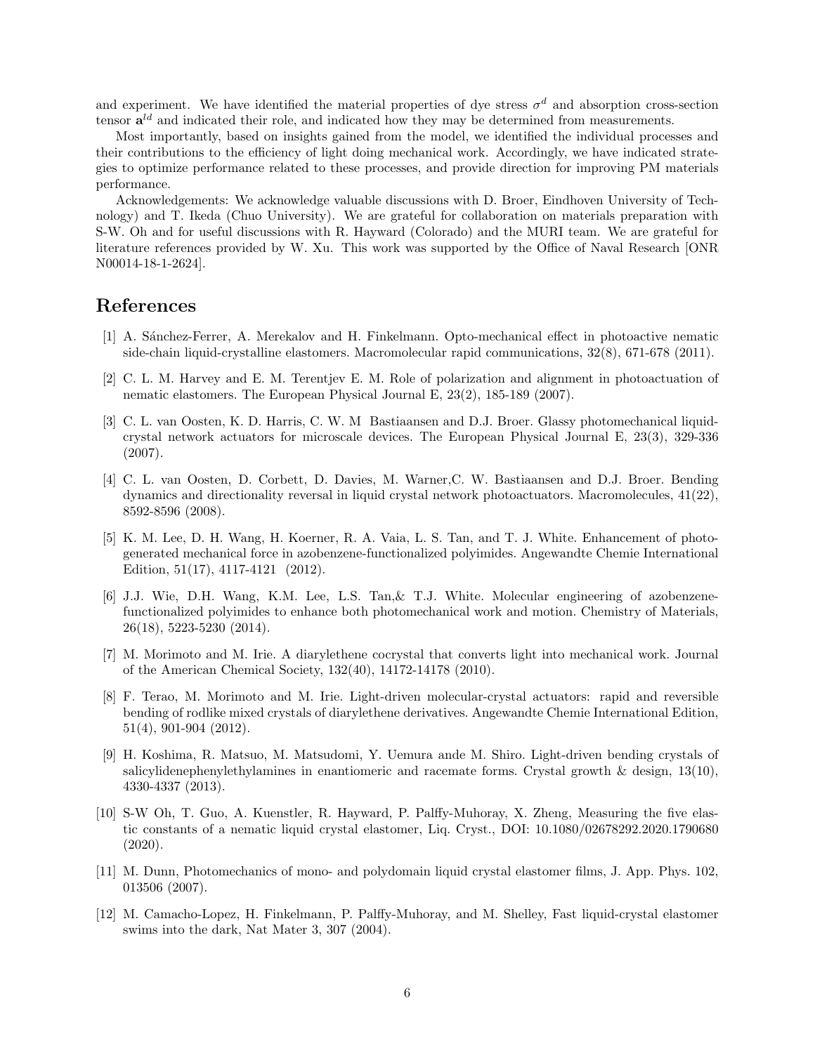and experiment. We have identified the material properties of dye stress $\sigma^d$ and absorption cross-section tensor $\mathbf{a}^{ld}$ and indicated their role, and indicated how they may be determined from measurements.

Most importantly, based on insights gained from the model, we identified the individual processes and their contributions to the efficiency of light doing mechanical work. Accordingly, we have indicated strategies to optimize performance related to these processes, and provide direction for improving PM materials performance.

Acknowledgements: We acknowledge valuable discussions with D. Broer, Eindhoven University of Technology) and T. Ikeda (Chuo University). We are grateful for collaboration on materials preparation with S-W. Oh and for useful discussions with R. Hayward (Colorado) and the MURI team. We are grateful for literature references provided by W. Xu. This work was supported by the Office of Naval Research [ONR N00014-18-1-2624].

# References

[1] A. Sánchez-Ferrer, A. Merekalov and H. Finkelmann. Opto-mechanical effect in photoactive nematic side-chain liquid-crystalline elastomers. Macromolecular rapid communications, 32(8), 671-678 (2011).

[2] C. L. M. Harvey and E. M. Terentjev E. M. Role of polarization and alignment in photoactuation of nematic elastomers. The European Physical Journal E, 23(2), 185-189 (2007).

[3] C. L. van Oosten, K. D. Harris, C. W. M Bastiaansen and D.J. Broer. Glassy photomechanical liquid-crystal network actuators for microscale devices. The European Physical Journal E, 23(3), 329-336 (2007).

[4] C. L. van Oosten, D. Corbett, D. Davies, M. Warner,C. W. Bastiaansen and D.J. Broer. Bending dynamics and directionality reversal in liquid crystal network photoactuators. Macromolecules, 41(22), 8592-8596 (2008).

[5] K. M. Lee, D. H. Wang, H. Koerner, R. A. Vaia, L. S. Tan, and T. J. White. Enhancement of photo-generated mechanical force in azobenzene-functionalized polyimides. Angewandte Chemie International Edition, 51(17), 4117-4121 (2012).

[6] J.J. Wie, D.H. Wang, K.M. Lee, L.S. Tan,& T.J. White. Molecular engineering of azobenzene-functionalized polyimides to enhance both photomechanical work and motion. Chemistry of Materials, 26(18), 5223-5230 (2014).

[7] M. Morimoto and M. Irie. A diarylethene cocrystal that converts light into mechanical work. Journal of the American Chemical Society, 132(40), 14172-14178 (2010).

[8] F. Terao, M. Morimoto and M. Irie. Light-driven molecular-crystal actuators: rapid and reversible bending of rodlike mixed crystals of diarylethene derivatives. Angewandte Chemie International Edition, 51(4), 901-904 (2012).

[9] H. Koshima, R. Matsuo, M. Matsudomi, Y. Uemura ande M. Shiro. Light-driven bending crystals of salicylidenephenylethylamines in enantiomeric and racemate forms. Crystal growth & design, 13(10), 4330-4337 (2013).

[10] S-W Oh, T. Guo, A. Kuenstler, R. Hayward, P. Palffy-Muhoray, X. Zheng, Measuring the five elastic constants of a nematic liquid crystal elastomer, Liq. Cryst., DOI: 10.1080/02678292.2020.1790680 (2020).

[11] M. Dunn, Photomechanics of mono- and polydomain liquid crystal elastomer films, J. App. Phys. 102, 013506 (2007).

[12] M. Camacho-Lopez, H. Finkelmann, P. Palffy-Muhoray, and M. Shelley, Fast liquid-crystal elastomer swims into the dark, Nat Mater 3, 307 (2004).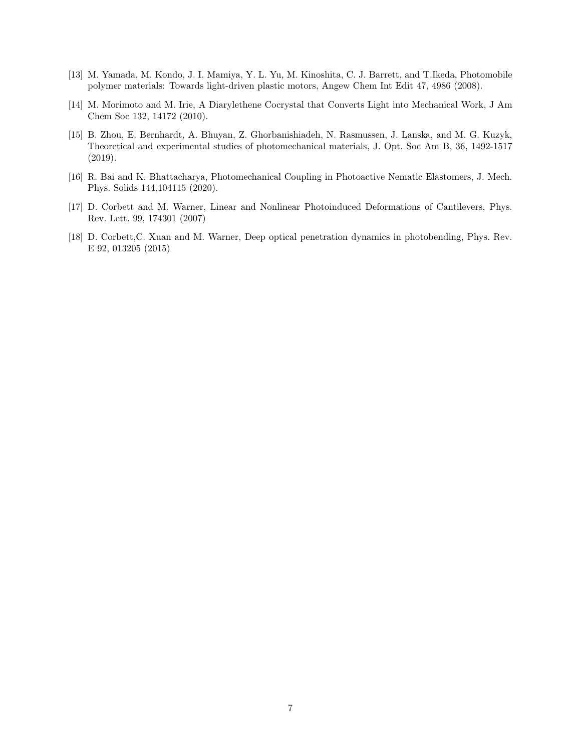[13] M. Yamada, M. Kondo, J. I. Mamiya, Y. L. Yu, M. Kinoshita, C. J. Barrett, and T.Ikeda, Photomobile polymer materials: Towards light-driven plastic motors, Angew Chem Int Edit 47, 4986 (2008).

[14] M. Morimoto and M. Irie, A Diarylethene Cocrystal that Converts Light into Mechanical Work, J Am Chem Soc 132, 14172 (2010).

[15] B. Zhou, E. Bernhardt, A. Bhuyan, Z. Ghorbanishiadeh, N. Rasmussen, J. Lanska, and M. G. Kuzyk, Theoretical and experimental studies of photomechanical materials, J. Opt. Soc Am B, 36, 1492-1517 (2019).

[16] R. Bai and K. Bhattacharya, Photomechanical Coupling in Photoactive Nematic Elastomers, J. Mech. Phys. Solids 144,104115 (2020).

[17] D. Corbett and M. Warner, Linear and Nonlinear Photoinduced Deformations of Cantilevers, Phys. Rev. Lett. 99, 174301 (2007)

[18] D. Corbett,C. Xuan and M. Warner, Deep optical penetration dynamics in photobending, Phys. Rev. E 92, 013205 (2015)